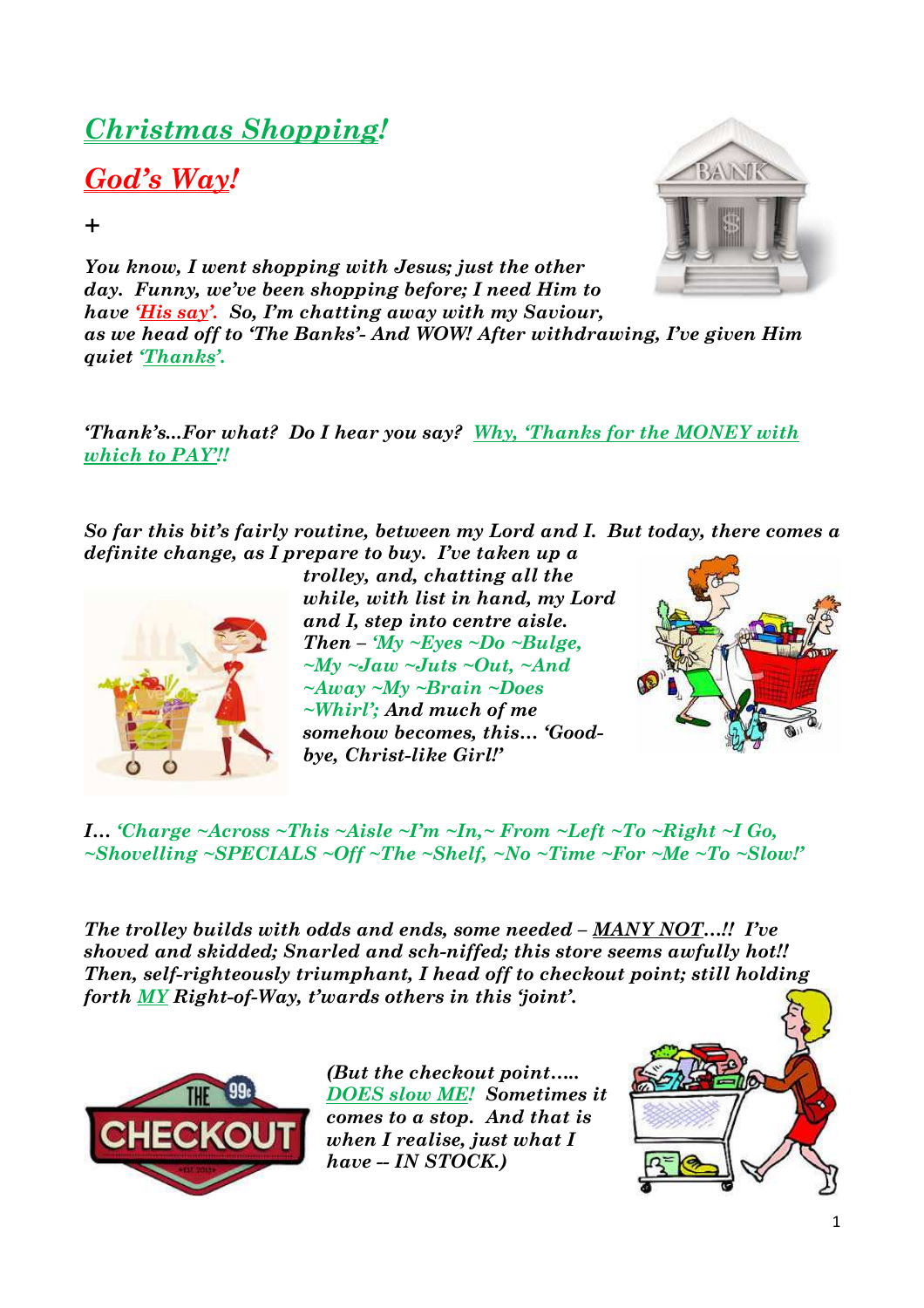# *Christmas Shopping!*

## *God's Way!*

+

***You know, I went shopping with Jesus; just the other day. Funny, we've been shopping before; I need Him to have 'His say'. So, I'm chatting away with my Saviour, as we head off to 'The Banks'- And WOW! After withdrawing, I've given Him quiet 'Thanks'.***

***'Thank's...For what? Do I hear you say? Why, 'Thanks for the MONEY with which to PAY'!!***

***So far this bit's fairly routine, between my Lord and I. But today, there comes a definite change, as I prepare to buy. I've taken up a trolley, and, chatting all the while, with list in hand, my Lord and I, step into centre aisle. Then – 'My ~Eyes ~Do ~Bulge, ~My ~Jaw ~Juts ~Out, ~And ~Away ~My ~Brain ~Does ~Whirl'; And much of me somehow becomes, this… 'Good-bye, Christ-like Girl!'***

***I… 'Charge ~Across ~This ~Aisle ~I'm ~In,~ From ~Left ~To ~Right ~I Go, ~Shovelling ~SPECIALS ~Off ~The ~Shelf, ~No ~Time ~For ~Me ~To ~Slow!'***

***The trolley builds with odds and ends, some needed – MANY NOT…!! I've shoved and skidded; Snarled and sch-niffed; this store seems awfully hot!! Then, self-righteously triumphant, I head off to checkout point; still holding forth MY Right-of-Way, t'wards others in this 'joint'.***

***(But the checkout point….. DOES slow ME! Sometimes it comes to a stop. And that is when I realise, just what I have -- IN STOCK.)***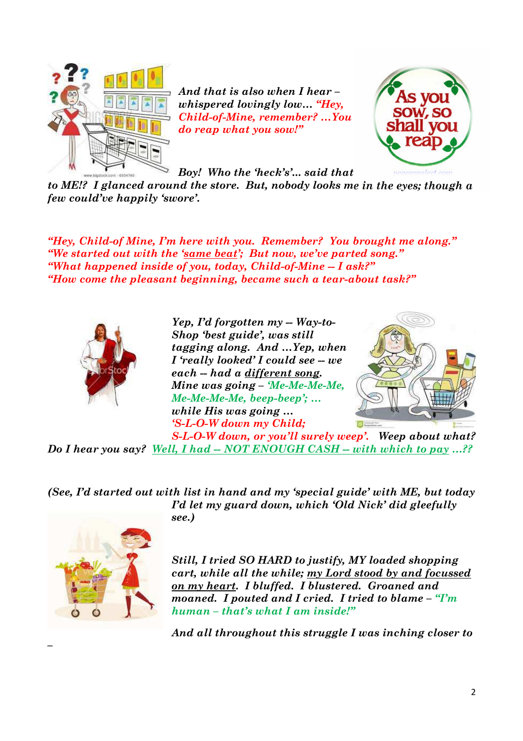*And that is also when I hear – whispered lovingly low… "Hey, Child-of-Mine, remember? …You do reap what you sow!"*

*Boy! Who the 'heck's'… said that to ME!? I glanced around the store. But, nobody looks me in the eyes; though a few could've happily 'swore'.*

*"Hey, Child-of Mine, I'm here with you. Remember? You brought me along."*
*"We started out with the 'same beat'; But now, we've parted song."*
*"What happened inside of you, today, Child-of-Mine -- I ask?"*
*"How come the pleasant beginning, became such a tear-about task?"*

*Yep, I'd forgotten my -- Way-to-Shop 'best guide', was still tagging along. And …Yep, when I 'really looked' I could see -- we each -- had a different song. Mine was going – 'Me-Me-Me-Me, Me-Me-Me-Me, beep-beep'; … while His was going … 'S-L-O-W down my Child; S-L-O-W down, or you'll surely weep'. Weep about what? Do I hear you say? Well, I had -- NOT ENOUGH CASH -- with which to pay …??*

*(See, I'd started out with list in hand and my 'special guide' with ME, but today I'd let my guard down, which 'Old Nick' did gleefully see.)*

*Still, I tried SO HARD to justify, MY loaded shopping cart, while all the while; my Lord stood by and focussed on my heart. I bluffed. I blustered. Groaned and moaned. I pouted and I cried. I tried to blame – "I'm human – that's what I am inside!"*

*And all throughout this struggle I was inching closer to*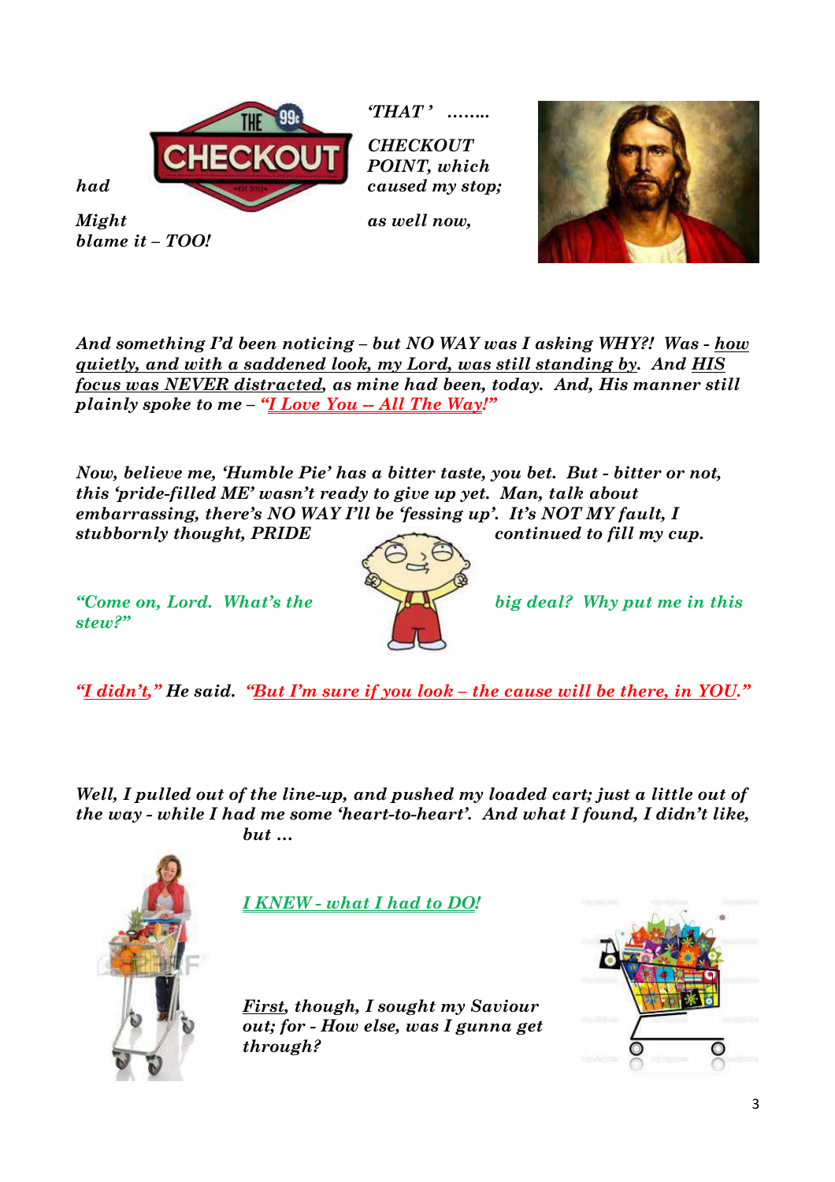*had* *'THAT'* ........ *CHECKOUT POINT, which caused my stop;*

*Might* *as well now,* *blame it – TOO!*

*And something I'd been noticing – but NO WAY was I asking WHY?! Was - <u>how quietly, and with a saddened look, my Lord, was still standing by</u>. And <u>HIS focus was NEVER distracted</u>, as mine had been, today. And, His manner still plainly spoke to me – "<u>I Love You -- All The Way!</u>"*

*Now, believe me, 'Humble Pie' has a bitter taste, you bet. But - bitter or not, this 'pride-filled ME' wasn't ready to give up yet. Man, talk about embarrassing, there's NO WAY I'll be 'fessing up'. It's NOT MY fault, I stubbornly thought, PRIDE continued to fill my cup.*

*"Come on, Lord. What's the big deal? Why put me in this stew?"*

*"<u>I didn't</u>," He said. "<u>But I'm sure if you look – the cause will be there, in YOU.</u>"*

*Well, I pulled out of the line-up, and pushed my loaded cart; just a little out of the way - while I had me some 'heart-to-heart'. And what I found, I didn't like, but ...*

*<u>I KNEW - what I had to DO!</u>*

*<u>First</u>, though, I sought my Saviour out; for - How else, was I gunna get through?*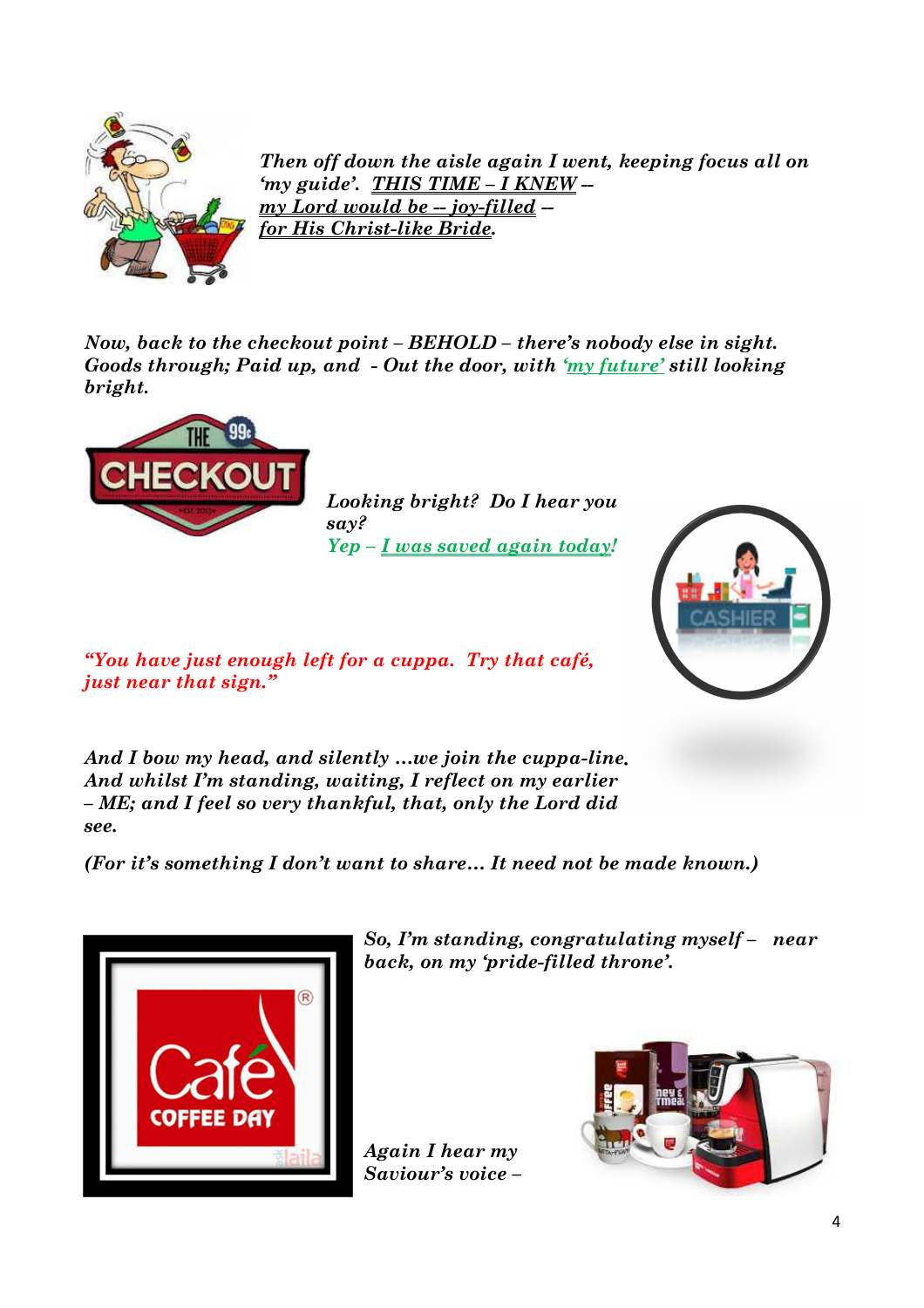*Then off down the aisle again I went, keeping focus all on 'my guide'. THIS TIME – I KNEW – my Lord would be -- joy-filled – for His Christ-like Bride.*

*Now, back to the checkout point – BEHOLD – there's nobody else in sight. Goods through; Paid up, and - Out the door, with 'my future' still looking bright.*

*Looking bright? Do I hear you say?*
*Yep – I was saved again today!*

*"You have just enough left for a cuppa. Try that café, just near that sign."*

*And I bow my head, and silently …we join the cuppa-line. And whilst I'm standing, waiting, I reflect on my earlier – ME; and I feel so very thankful, that, only the Lord did see.*

*(For it's something I don't want to share… It need not be made known.)*

*So, I'm standing, congratulating myself – near back, on my 'pride-filled throne'.*

*Again I hear my Saviour's voice –*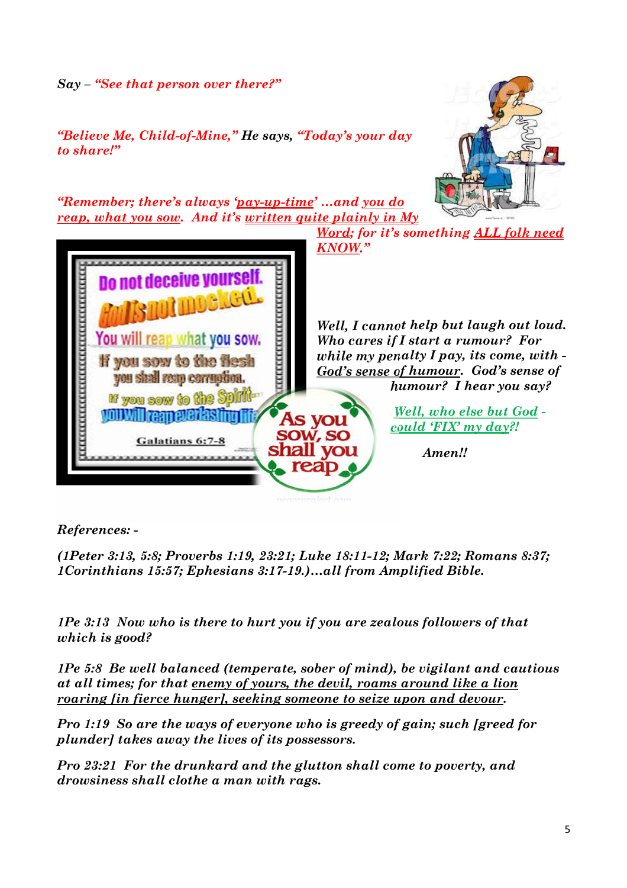*Say – "See that person over there?"*

*"Believe Me, Child-of-Mine," He says, "Today's your day to share!"*

*"Remember; there's always 'pay-up-time' …and you do reap, what you sow. And it's written quite plainly in My Word; for it's something ALL folk need KNOW."*

*Well, I cannot help but laugh out loud. Who cares if I start a rumour? For while my penalty I pay, its come, with - God's sense of humour. God's sense of humour? I hear you say?*

*Well, who else but God - could 'FIX' my day?!*

*Amen!!*

*References: -*

*(1Peter 3:13, 5:8; Proverbs 1:19, 23:21; Luke 18:11-12; Mark 7:22; Romans 8:37; 1Corinthians 15:57; Ephesians 3:17-19.)…all from Amplified Bible.*

*1Pe 3:13 Now who is there to hurt you if you are zealous followers of that which is good?*

*1Pe 5:8 Be well balanced (temperate, sober of mind), be vigilant and cautious at all times; for that enemy of yours, the devil, roams around like a lion roaring [in fierce hunger], seeking someone to seize upon and devour.*

*Pro 1:19 So are the ways of everyone who is greedy of gain; such [greed for plunder] takes away the lives of its possessors.*

*Pro 23:21 For the drunkard and the glutton shall come to poverty, and drowsiness shall clothe a man with rags.*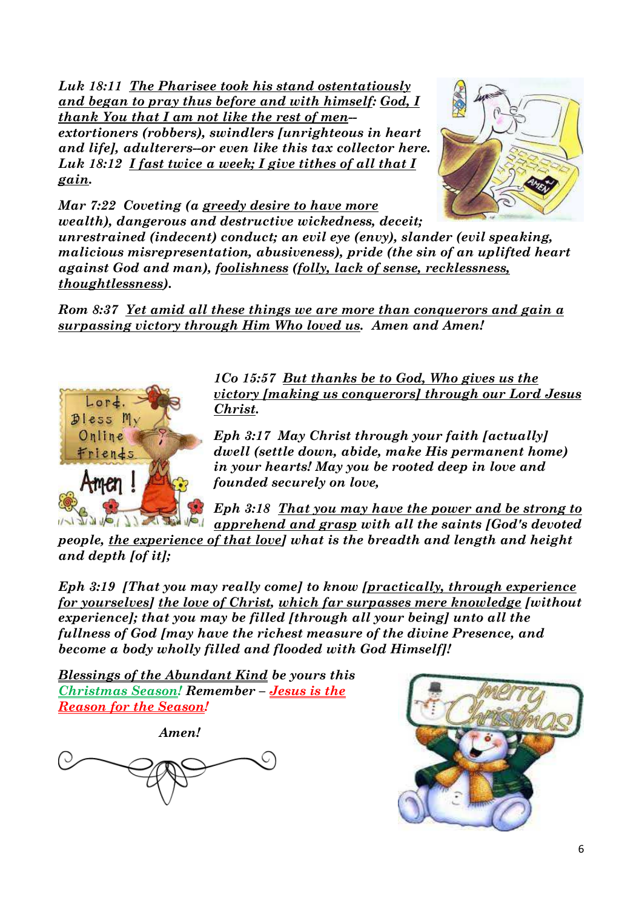***Luk 18:11*** ***The Pharisee took his stand ostentatiously and began to pray thus before and with himself: God, I thank You that I am not like the rest of men--*** ***extortioners (robbers), swindlers [unrighteous in heart and life], adulterers--or even like this tax collector here.***
***Luk 18:12*** ***I fast twice a week; I give tithes of all that I gain.***

***Mar 7:22*** ***Coveting (a greedy desire to have more wealth), dangerous and destructive wickedness, deceit; unrestrained (indecent) conduct; an evil eye (envy), slander (evil speaking, malicious misrepresentation, abusiveness), pride (the sin of an uplifted heart against God and man), foolishness (folly, lack of sense, recklessness, thoughtlessness).***

***Rom 8:37*** ***Yet amid all these things we are more than conquerors and gain a surpassing victory through Him Who loved us.*** ***Amen and Amen!***

***1Co 15:57*** ***But thanks be to God, Who gives us the victory [making us conquerors] through our Lord Jesus Christ.***

***Eph 3:17*** ***May Christ through your faith [actually] dwell (settle down, abide, make His permanent home) in your hearts! May you be rooted deep in love and founded securely on love,***

***Eph 3:18*** ***That you may have the power and be strong to apprehend and grasp with all the saints [God's devoted people, the experience of that love] what is the breadth and length and height and depth [of it];***

***Eph 3:19*** ***[That you may really come] to know [practically, through experience for yourselves] the love of Christ, which far surpasses mere knowledge [without experience]; that you may be filled [through all your being] unto all the fullness of God [may have the richest measure of the divine Presence, and become a body wholly filled and flooded with God Himself]!***

***Blessings of the Abundant Kind be yours this Christmas Season! Remember – Jesus is the Reason for the Season!***

***Amen!***